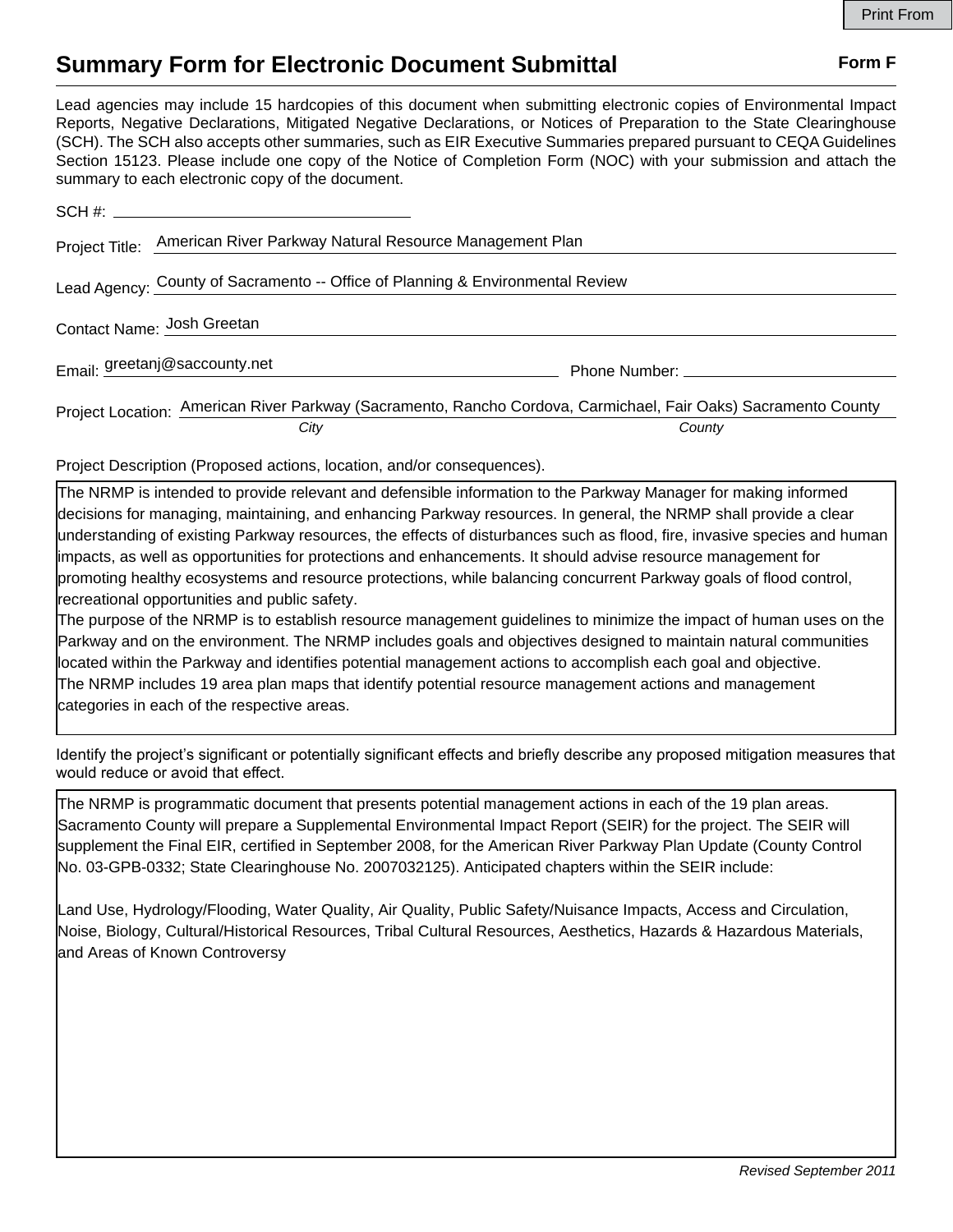Print From

# Summary Form for Electronic Document Submittal

**Form F**

Lead agencies may include 15 hardcopies of this document when submitting electronic copies of Environmental Impact Reports, Negative Declarations, Mitigated Negative Declarations, or Notices of Preparation to the State Clearinghouse (SCH). The SCH also accepts other summaries, such as EIR Executive Summaries prepared pursuant to CEQA Guidelines Section 15123. Please include one copy of the Notice of Completion Form (NOC) with your submission and attach the summary to each electronic copy of the document.

SCH #: 

Project Title: American River Parkway Natural Resource Management Plan

Lead Agency: County of Sacramento -- Office of Planning & Environmental Review

Contact Name: Josh Greetan

Email: greetanj@saccounty.net    Phone Number: 

Project Location: American River Parkway (Sacramento, Rancho Cordova, Carmichael, Fair Oaks) Sacramento County
*City* *County*

Project Description (Proposed actions, location, and/or consequences).

The NRMP is intended to provide relevant and defensible information to the Parkway Manager for making informed decisions for managing, maintaining, and enhancing Parkway resources. In general, the NRMP shall provide a clear understanding of existing Parkway resources, the effects of disturbances such as flood, fire, invasive species and human impacts, as well as opportunities for protections and enhancements. It should advise resource management for promoting healthy ecosystems and resource protections, while balancing concurrent Parkway goals of flood control, recreational opportunities and public safety.
The purpose of the NRMP is to establish resource management guidelines to minimize the impact of human uses on the Parkway and on the environment. The NRMP includes goals and objectives designed to maintain natural communities located within the Parkway and identifies potential management actions to accomplish each goal and objective.
The NRMP includes 19 area plan maps that identify potential resource management actions and management categories in each of the respective areas.

Identify the project's significant or potentially significant effects and briefly describe any proposed mitigation measures that would reduce or avoid that effect.

The NRMP is programmatic document that presents potential management actions in each of the 19 plan areas. Sacramento County will prepare a Supplemental Environmental Impact Report (SEIR) for the project. The SEIR will supplement the Final EIR, certified in September 2008, for the American River Parkway Plan Update (County Control No. 03-GPB-0332; State Clearinghouse No. 2007032125). Anticipated chapters within the SEIR include:

Land Use, Hydrology/Flooding, Water Quality, Air Quality, Public Safety/Nuisance Impacts, Access and Circulation, Noise, Biology, Cultural/Historical Resources, Tribal Cultural Resources, Aesthetics, Hazards & Hazardous Materials, and Areas of Known Controversy

*Revised September 2011*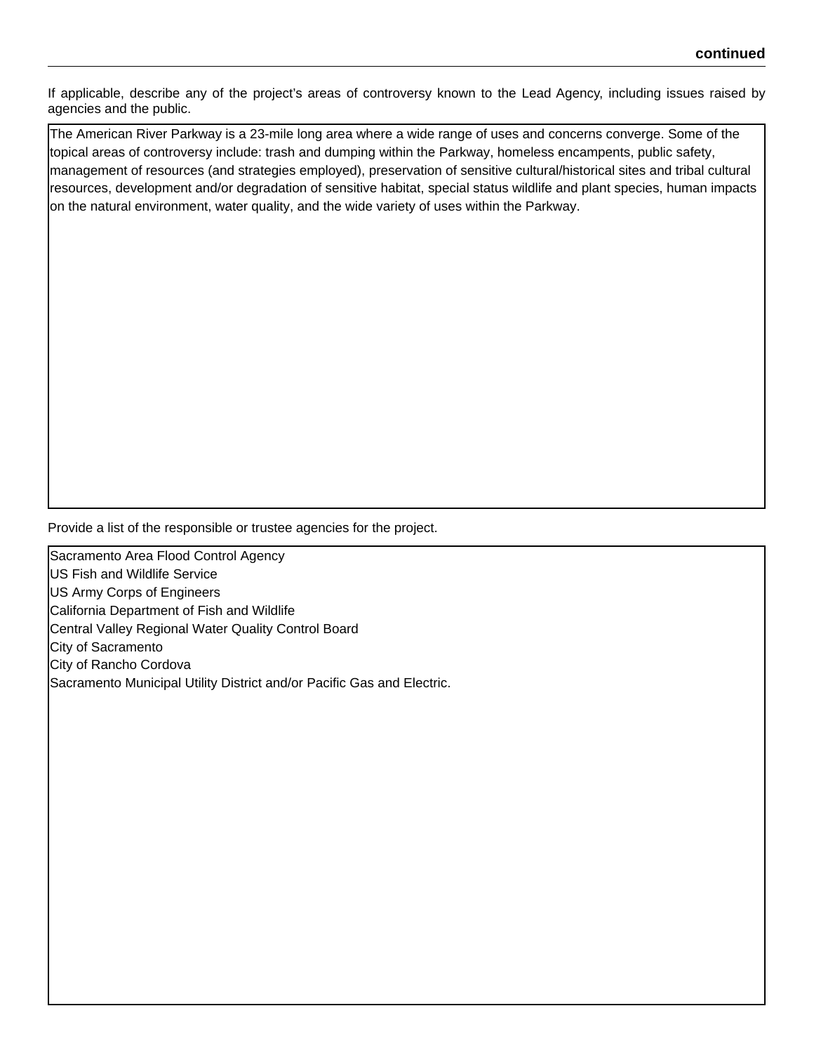**continued**

If applicable, describe any of the project's areas of controversy known to the Lead Agency, including issues raised by agencies and the public.

The American River Parkway is a 23-mile long area where a wide range of uses and concerns converge. Some of the topical areas of controversy include: trash and dumping within the Parkway, homeless encampents, public safety, management of resources (and strategies employed), preservation of sensitive cultural/historical sites and tribal cultural resources, development and/or degradation of sensitive habitat, special status wildlife and plant species, human impacts on the natural environment, water quality, and the wide variety of uses within the Parkway.

Provide a list of the responsible or trustee agencies for the project.

Sacramento Area Flood Control Agency
US Fish and Wildlife Service
US Army Corps of Engineers
California Department of Fish and Wildlife
Central Valley Regional Water Quality Control Board
City of Sacramento
City of Rancho Cordova
Sacramento Municipal Utility District and/or Pacific Gas and Electric.